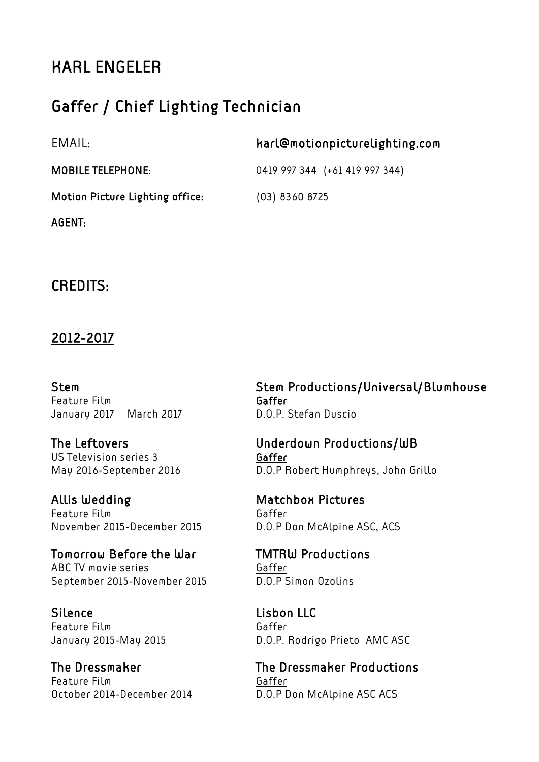# KARL ENGELER

## Gaffer / Chief Lighting Technician

EMAIL: **karl@motionpicturelighting.com**

**MOBILE TELEPHONE:** 0419 997 344 (+61 419 997 344)

**Motion Picture Lighting office:** (03) 8360 8725

**AGENT:**

## CREDITS:

### 2012-2017

**Stem**
Feature Film
January 2017 March 2017

**Stem Productions/Universal/Blumhouse**
**Gaffer**
D.O.P. Stefan Duscio

**The Leftovers**
US Television series 3
May 2016-September 2016

**Underdown Productions/WB**
**Gaffer**
D.O.P Robert Humphreys, John Grillo

**Allis Wedding**
Feature Film
November 2015-December 2015

**Matchbox Pictures**
Gaffer
D.O.P Don McAlpine ASC, ACS

**Tomorrow Before the War**
ABC TV movie series
September 2015-November 2015

**TMTRW Productions**
Gaffer
D.O.P Simon Ozolins

**Silence**
Feature Film
January 2015-May 2015

**Lisbon LLC**
Gaffer
D.O.P. Rodrigo Prieto AMC ASC

**The Dressmaker**
Feature Film
October 2014-December 2014

**The Dressmaker Productions**
Gaffer
D.O.P Don McAlpine ASC ACS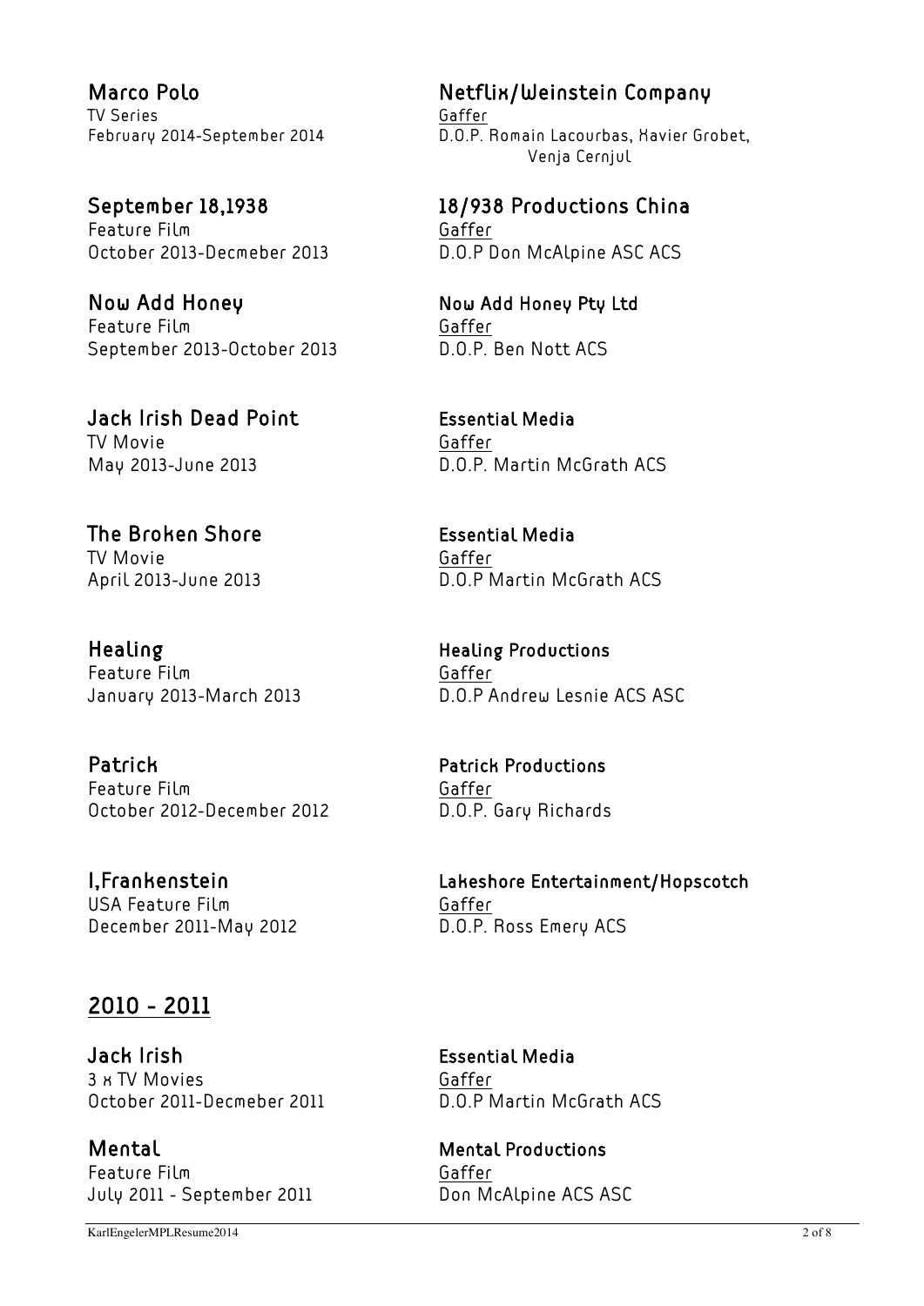**Marco Polo**
TV Series
February 2014-September 2014

**Netflix/Weinstein Company**
Gaffer
D.O.P. Romain Lacourbas, Xavier Grobet, Venja Cernjul

**September 18,1938**
Feature Film
October 2013-Decmeber 2013

**18/938 Productions China**
Gaffer
D.O.P Don McAlpine ASC ACS

**Now Add Honey**
Feature Film
September 2013-October 2013

**Now Add Honey Pty Ltd**
Gaffer
D.O.P. Ben Nott ACS

**Jack Irish Dead Point**
TV Movie
May 2013-June 2013

**Essential Media**
Gaffer
D.O.P. Martin McGrath ACS

**The Broken Shore**
TV Movie
April 2013-June 2013

**Essential Media**
Gaffer
D.O.P Martin McGrath ACS

**Healing**
Feature Film
January 2013-March 2013

**Healing Productions**
Gaffer
D.O.P Andrew Lesnie ACS ASC

**Patrick**
Feature Film
October 2012-December 2012

**Patrick Productions**
Gaffer
D.O.P. Gary Richards

**I,Frankenstein**
USA Feature Film
December 2011-May 2012

**Lakeshore Entertainment/Hopscotch**
Gaffer
D.O.P. Ross Emery ACS

## 2010 - 2011

**Jack Irish**
3 x TV Movies
October 2011-Decmeber 2011

**Essential Media**
Gaffer
D.O.P Martin McGrath ACS

**Mental**
Feature Film
July 2011 - September 2011

**Mental Productions**
Gaffer
Don McAlpine ACS ASC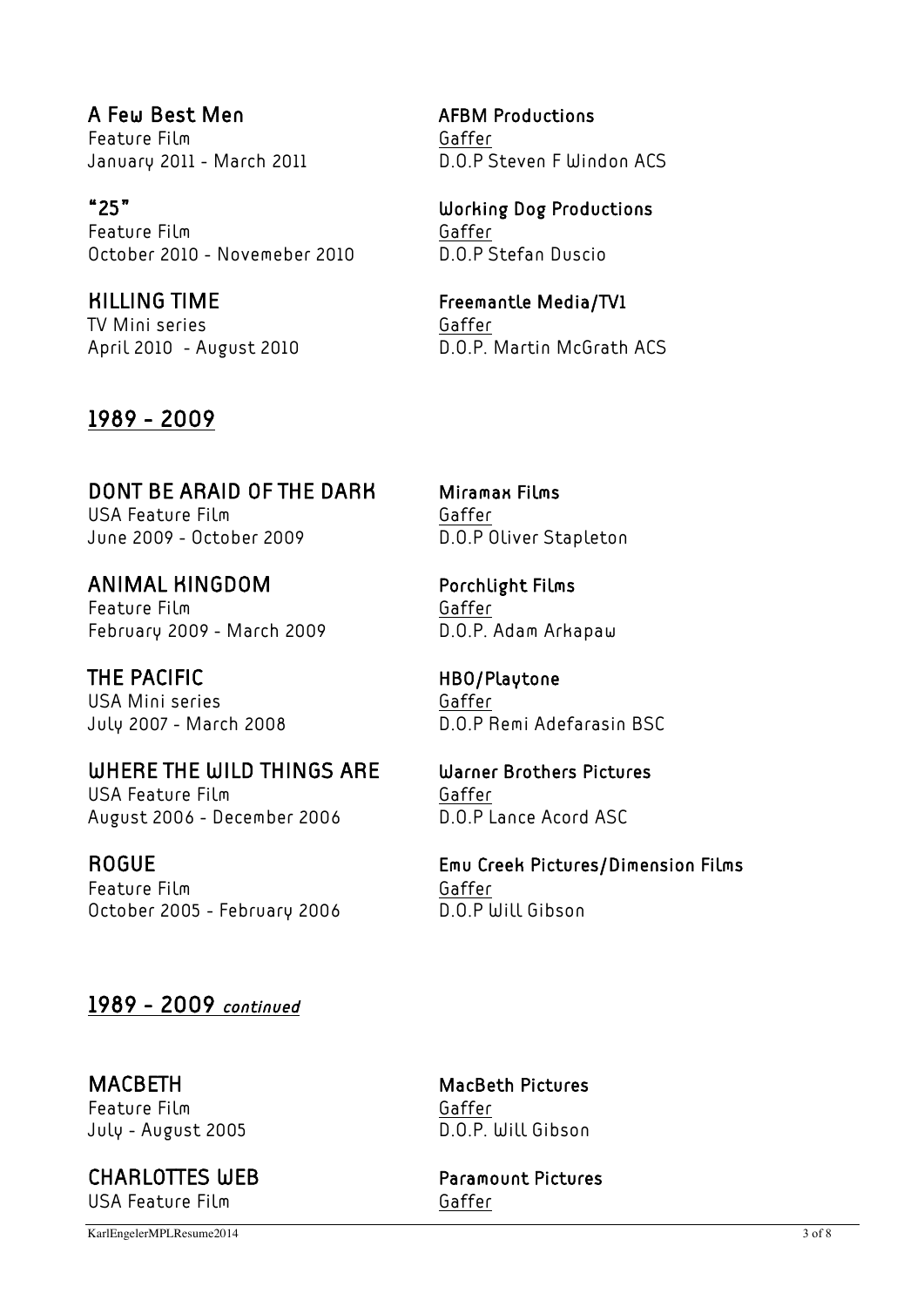### A Few Best Men
Feature Film
January 2011 - March 2011

**AFBM Productions**
Gaffer
D.O.P Steven F Windon ACS

### "25"
Feature Film
October 2010 - Novemeber 2010

**Working Dog Productions**
Gaffer
D.O.P Stefan Duscio

### KILLING TIME
TV Mini series
April 2010 - August 2010

**Freemantle Media/TV1**
Gaffer
D.O.P. Martin McGrath ACS

## 1989 - 2009

### DONT BE ARAID OF THE DARK
USA Feature Film
June 2009 - October 2009

**Miramax Films**
Gaffer
D.O.P Oliver Stapleton

### ANIMAL KINGDOM
Feature Film
February 2009 - March 2009

**Porchlight Films**
Gaffer
D.O.P. Adam Arkapaw

### THE PACIFIC
USA Mini series
July 2007 - March 2008

**HBO/Playtone**
Gaffer
D.O.P Remi Adefarasin BSC

### WHERE THE WILD THINGS ARE
USA Feature Film
August 2006 - December 2006

**Warner Brothers Pictures**
Gaffer
D.O.P Lance Acord ASC

### ROGUE
Feature Film
October 2005 - February 2006

**Emu Creek Pictures/Dimension Films**
Gaffer
D.O.P Will Gibson

## 1989 - 2009 *continued*

### MACBETH
Feature Film
July - August 2005

**MacBeth Pictures**
Gaffer
D.O.P. Will Gibson

### CHARLOTTES WEB
USA Feature Film

**Paramount Pictures**
Gaffer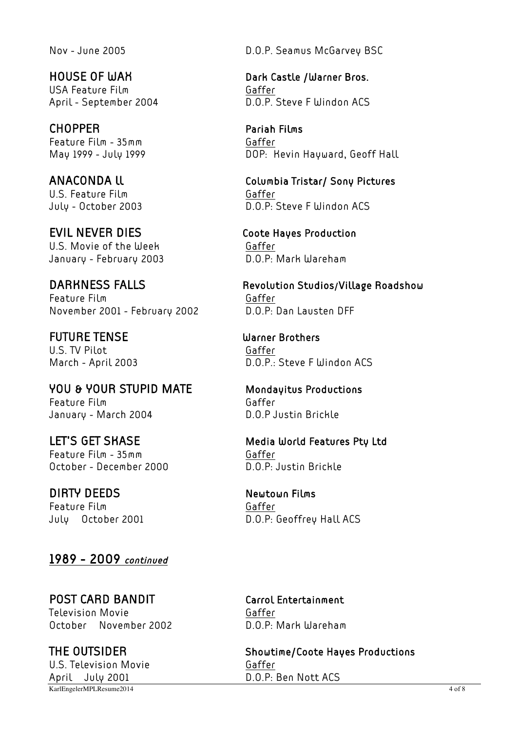Nov - June 2005 — D.O.P. Seamus McGarvey BSC

**HOUSE OF WAX** — **Dark Castle /Warner Bros.**
USA Feature Film — Gaffer
April - September 2004 — D.O.P. Steve F Windon ACS

**CHOPPER** — **Pariah Films**
Feature Film - 35mm — Gaffer
May 1999 - July 1999 — DOP: Kevin Hayward, Geoff Hall

**ANACONDA LL** — **Columbia Tristar/ Sony Pictures**
U.S. Feature Film — Gaffer
July - October 2003 — D.O.P: Steve F Windon ACS

**EVIL NEVER DIES** — **Coote Hayes Production**
U.S. Movie of the Week — Gaffer
January - February 2003 — D.O.P: Mark Wareham

**DARKNESS FALLS** — **Revolution Studios/Village Roadshow**
Feature Film — Gaffer
November 2001 - February 2002 — D.O.P: Dan Lausten DFF

**FUTURE TENSE** — **Warner Brothers**
U.S. TV Pilot — Gaffer
March - April 2003 — D.O.P.: Steve F Windon ACS

**YOU & YOUR STUPID MATE** — **Mondayitus Productions**
Feature Film — Gaffer
January - March 2004 — D.O.P Justin Brickle

**LET'S GET SKASE** — **Media World Features Pty Ltd**
Feature Film - 35mm — Gaffer
October - December 2000 — D.O.P: Justin Brickle

**DIRTY DEEDS** — **Newtown Films**
Feature Film — Gaffer
July October 2001 — D.O.P: Geoffrey Hall ACS

## 1989 - 2009 *continued*

**POST CARD BANDIT** — **Carrol Entertainment**
Television Movie — Gaffer
October November 2002 — D.O.P: Mark Wareham

**THE OUTSIDER** — **Showtime/Coote Hayes Productions**
U.S. Television Movie — Gaffer
April July 2001 — D.O.P: Ben Nott ACS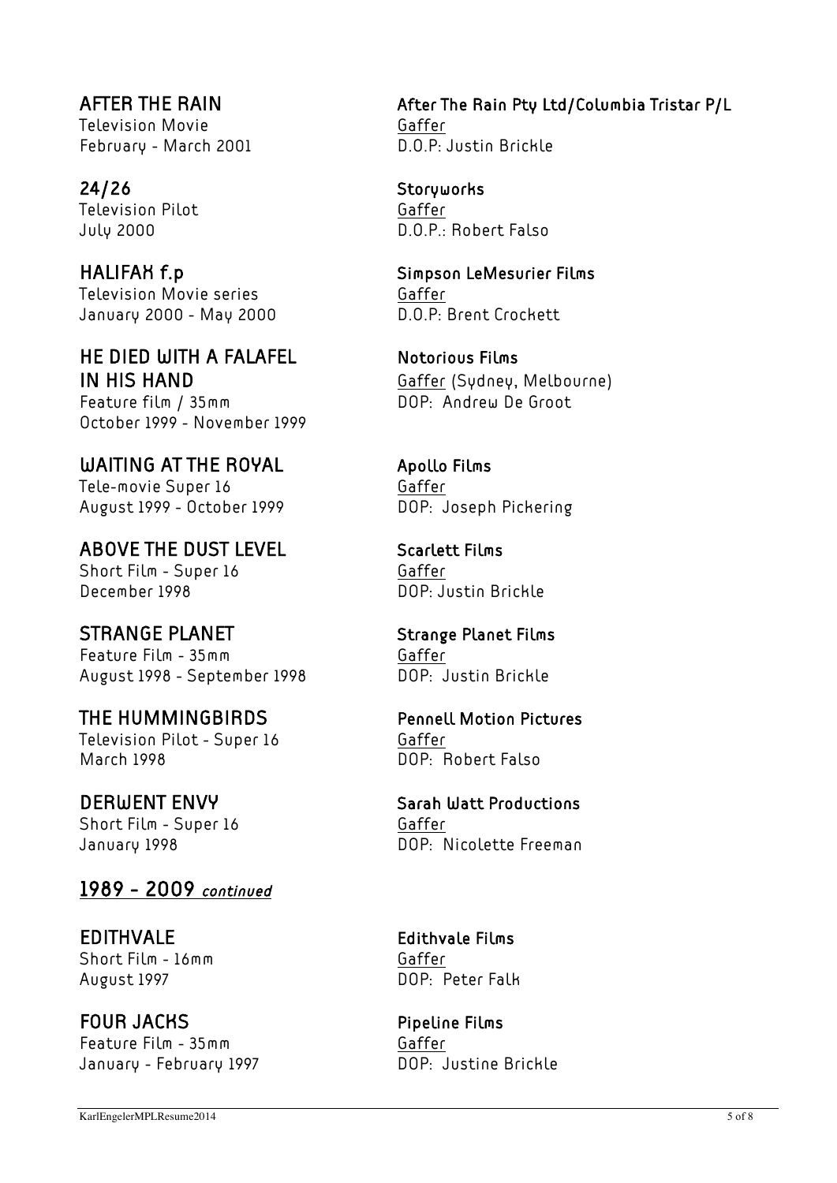**AFTER THE RAIN**
Television Movie
February - March 2001

**After The Rain Pty Ltd/Columbia Tristar P/L**
Gaffer
D.O.P: Justin Brickle

**24/26**
Television Pilot
July 2000

**Storyworks**
Gaffer
D.O.P.: Robert Falso

**HALIFAX f.p**
Television Movie series
January 2000 - May 2000

**Simpson LeMesurier Films**
Gaffer
D.O.P: Brent Crockett

**HE DIED WITH A FALAFEL IN HIS HAND**
Feature film / 35mm
October 1999 - November 1999

**Notorious Films**
Gaffer (Sydney, Melbourne)
DOP: Andrew De Groot

**WAITING AT THE ROYAL**
Tele-movie Super 16
August 1999 - October 1999

**Apollo Films**
Gaffer
DOP: Joseph Pickering

**ABOVE THE DUST LEVEL**
Short Film - Super 16
December 1998

**Scarlett Films**
Gaffer
DOP: Justin Brickle

**STRANGE PLANET**
Feature Film - 35mm
August 1998 - September 1998

**Strange Planet Films**
Gaffer
DOP: Justin Brickle

**THE HUMMINGBIRDS**
Television Pilot - Super 16
March 1998

**Pennell Motion Pictures**
Gaffer
DOP: Robert Falso

**DERWENT ENVY**
Short Film - Super 16
January 1998

**Sarah Watt Productions**
Gaffer
DOP: Nicolette Freeman

## 1989 - 2009 *continued*

**EDITHVALE**
Short Film - 16mm
August 1997

**Edithvale Films**
Gaffer
DOP: Peter Falk

**FOUR JACKS**
Feature Film - 35mm
January - February 1997

**Pipeline Films**
Gaffer
DOP: Justine Brickle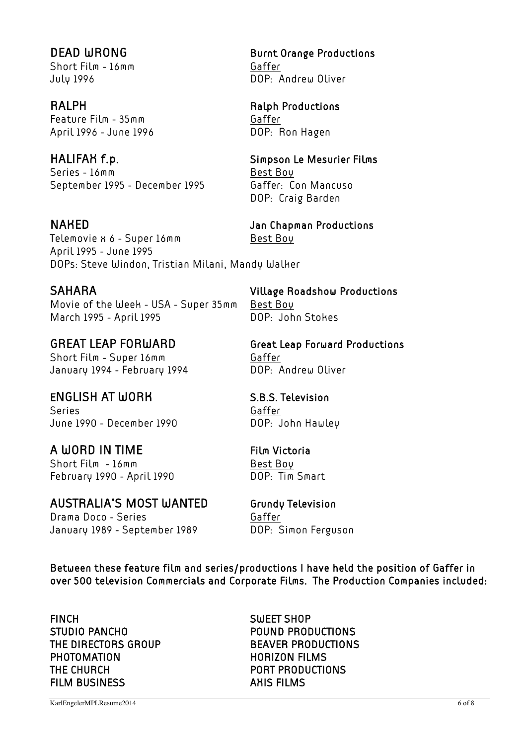### DEAD WRONG
Short Film - 16mm
July 1996

**Burnt Orange Productions**
Gaffer
DOP: Andrew Oliver

### RALPH
Feature Film - 35mm
April 1996 - June 1996

**Ralph Productions**
Gaffer
DOP: Ron Hagen

### HALIFAX f.p.
Series - 16mm
September 1995 - December 1995

**Simpson Le Mesurier Films**
Best Boy
Gaffer: Con Mancuso
DOP: Craig Barden

### NAKED
Telemovie x 6 - Super 16mm
April 1995 - June 1995
DOPs: Steve Windon, Tristian Milani, Mandy Walker

**Jan Chapman Productions**
Best Boy

### SAHARA
Movie of the Week - USA - Super 35mm
March 1995 - April 1995

**Village Roadshow Productions**
Best Boy
DOP: John Stokes

### GREAT LEAP FORWARD
Short Film - Super 16mm
January 1994 - February 1994

**Great Leap Forward Productions**
Gaffer
DOP: Andrew Oliver

### ENGLISH AT WORK
Series
June 1990 - December 1990

**S.B.S. Television**
Gaffer
DOP: John Hawley

### A WORD IN TIME
Short Film - 16mm
February 1990 - April 1990

**Film Victoria**
Best Boy
DOP: Tim Smart

### AUSTRALIA'S MOST WANTED
Drama Doco - Series
January 1989 - September 1989

**Grundy Television**
Gaffer
DOP: Simon Ferguson

**Between these feature film and series/productions I have held the position of Gaffer in over 500 television Commercials and Corporate Films. The Production Companies included:**

- FINCH
- STUDIO PANCHO
- THE DIRECTORS GROUP
- PHOTOMATION
- THE CHURCH
- FILM BUSINESS
- SWEET SHOP
- POUND PRODUCTIONS
- BEAVER PRODUCTIONS
- HORIZON FILMS
- PORT PRODUCTIONS
- AXIS FILMS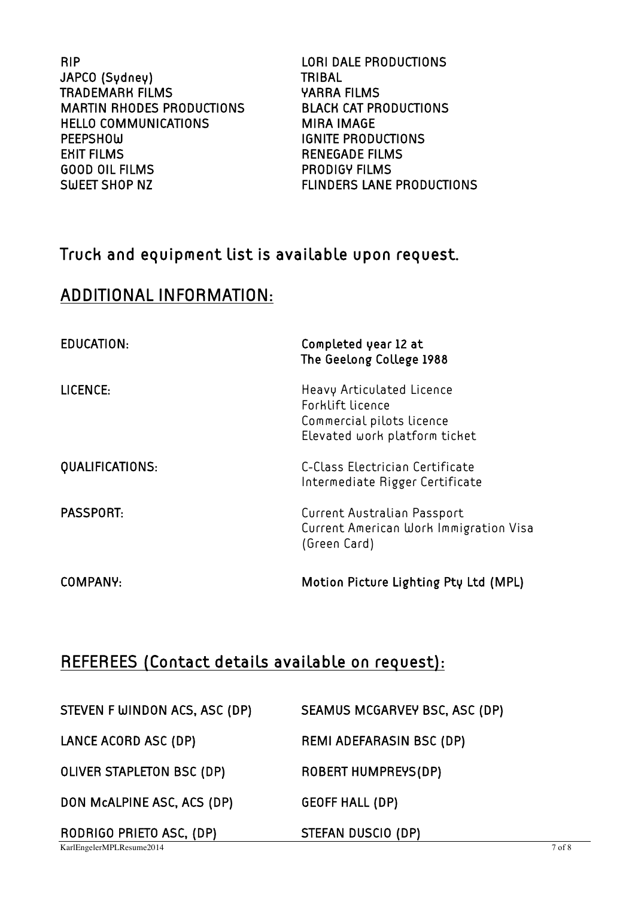RIP
JAPCO (Sydney)
TRADEMARK FILMS
MARTIN RHODES PRODUCTIONS
HELLO COMMUNICATIONS
PEEPSHOW
EXIT FILMS
GOOD OIL FILMS
SWEET SHOP NZ
LORI DALE PRODUCTIONS
TRIBAL
YARRA FILMS
BLACK CAT PRODUCTIONS
MIRA IMAGE
IGNITE PRODUCTIONS
RENEGADE FILMS
PRODIGY FILMS
FLINDERS LANE PRODUCTIONS

## Truck and equipment list is available upon request.

## ADDITIONAL INFORMATION:

| | |
|---|---|
| EDUCATION: | **Completed year 12 at The Geelong College 1988** |
| LICENCE: | Heavy Articulated Licence<br>Forklift licence<br>Commercial pilots licence<br>Elevated work platform ticket |
| QUALIFICATIONS: | C-Class Electrician Certificate<br>Intermediate Rigger Certificate |
| PASSPORT: | Current Australian Passport<br>Current American Work Immigration Visa (Green Card) |
| COMPANY: | **Motion Picture Lighting Pty Ltd (MPL)** |

## REFEREES (Contact details available on request):

STEVEN F WINDON ACS, ASC (DP)

LANCE ACORD ASC (DP)

OLIVER STAPLETON BSC (DP)

DON McALPINE ASC, ACS (DP)

RODRIGO PRIETO ASC, (DP)

SEAMUS MCGARVEY BSC, ASC (DP)

REMI ADEFARASIN BSC (DP)

ROBERT HUMPREYS(DP)

GEOFF HALL (DP)

STEFAN DUSCIO (DP)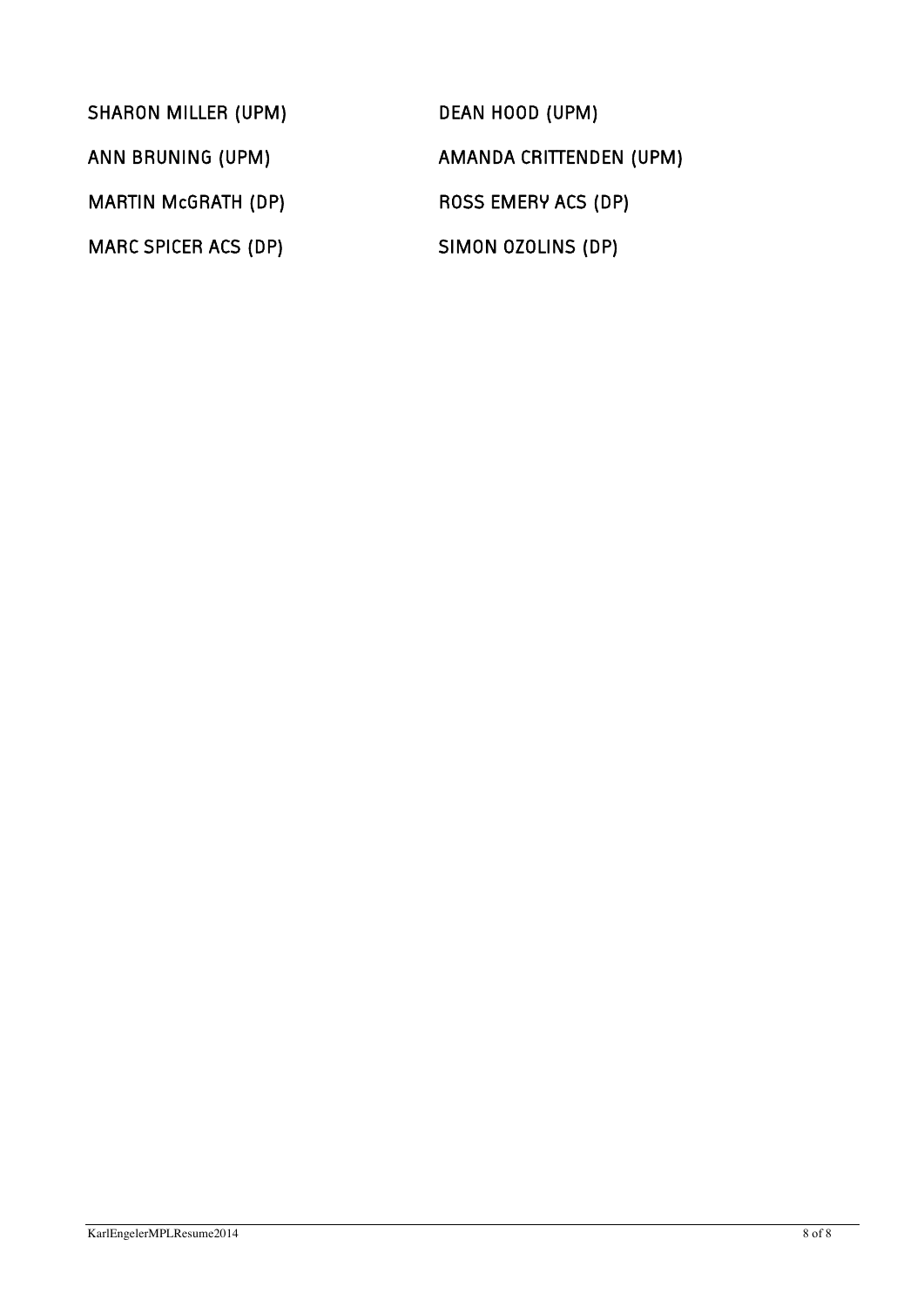SHARON MILLER (UPM)

DEAN HOOD (UPM)

ANN BRUNING (UPM)

AMANDA CRITTENDEN (UPM)

MARTIN McGRATH (DP)

ROSS EMERY ACS (DP)

MARC SPICER ACS (DP)

SIMON OZOLINS (DP)